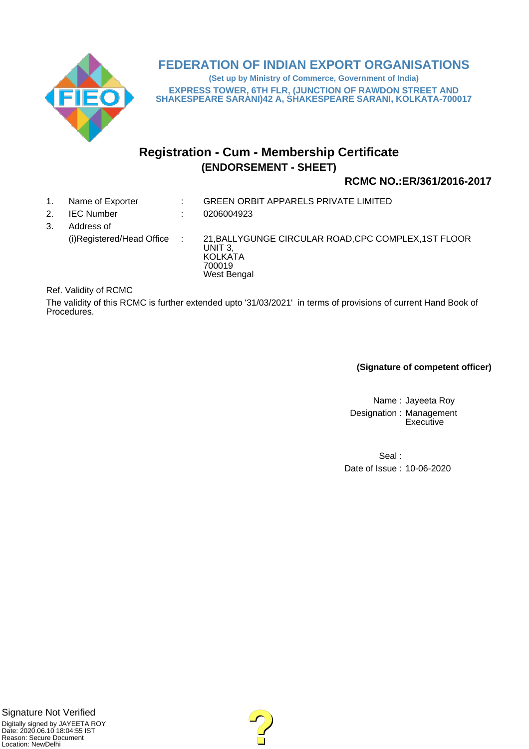# FEDERATION OF INDIAN EXPORT ORGANISATIONS

**(Set up by Ministry of Commerce, Government of India)**

**EXPRESS TOWER, 6TH FLR, (JUNCTION OF RAWDON STREET AND SHAKESPEARE SARANI)42 A, SHAKESPEARE SARANI, KOLKATA-700017**

## Registration - Cum - Membership Certificate

### (ENDORSEMENT - SHEET)

**RCMC NO.:ER/361/2016-2017**

1. Name of Exporter : GREEN ORBIT APPARELS PRIVATE LIMITED
2. IEC Number : 0206004923
3. Address of
   (i)Registered/Head Office : 21,BALLYGUNGE CIRCULAR ROAD,CPC COMPLEX,1ST FLOOR UNIT 3,
   KOLKATA
   700019
   West Bengal

Ref. Validity of RCMC

The validity of this RCMC is further extended upto '31/03/2021' in terms of provisions of current Hand Book of Procedures.

**(Signature of competent officer)**

Name : Jayeeta Roy
Designation : Management Executive

Seal :
Date of Issue : 10-06-2020

Signature Not Verified

Digitally signed by JAYEETA ROY
Date: 2020.06.10 18:04:55 IST
Reason: Secure Document
Location: NewDelhi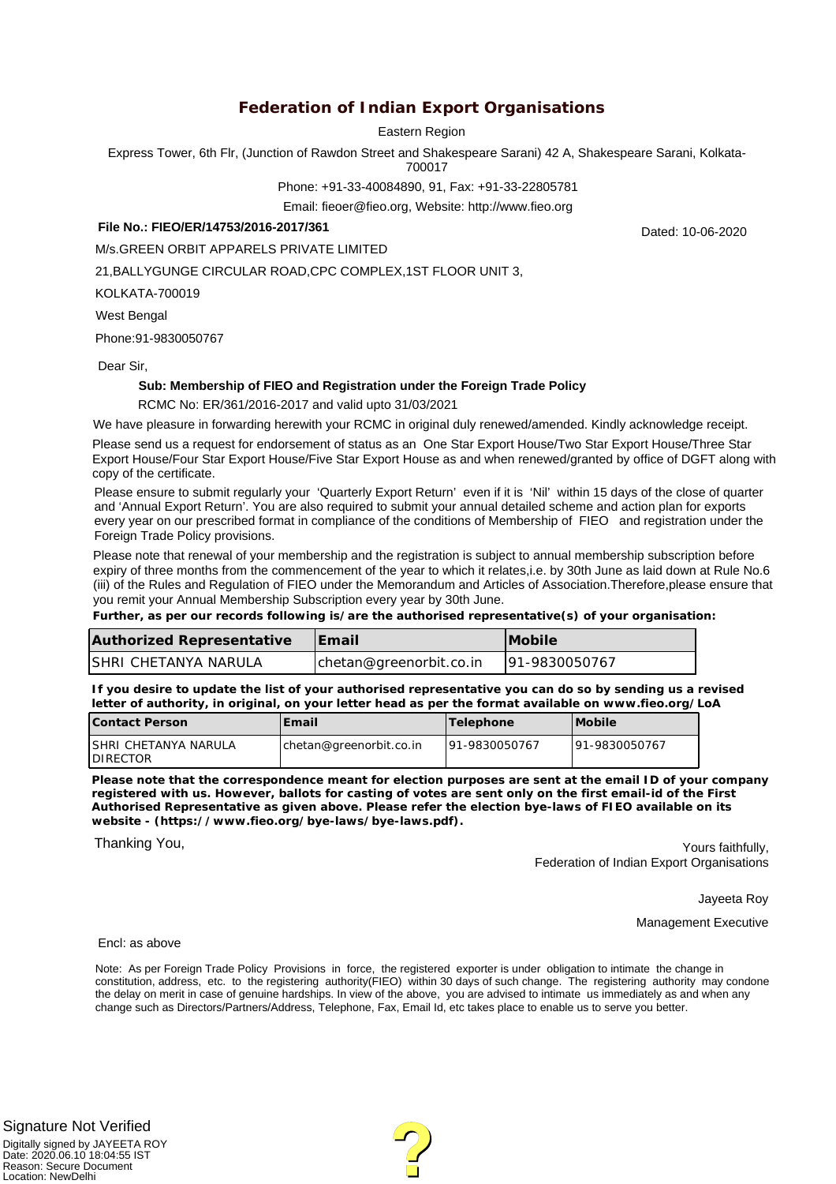# Federation of Indian Export Organisations

Eastern Region

Express Tower, 6th Flr, (Junction of Rawdon Street and Shakespeare Sarani) 42 A, Shakespeare Sarani, Kolkata-700017

Phone: +91-33-40084890, 91, Fax: +91-33-22805781

Email: fieoer@fieo.org, Website: http://www.fieo.org

**File No.: FIEO/ER/14753/2016-2017/361**

Dated: 10-06-2020

M/s.GREEN ORBIT APPARELS PRIVATE LIMITED

21,BALLYGUNGE CIRCULAR ROAD,CPC COMPLEX,1ST FLOOR UNIT 3,

KOLKATA-700019

West Bengal

Phone:91-9830050767

Dear Sir,

**Sub: Membership of FIEO and Registration under the Foreign Trade Policy**

RCMC No: ER/361/2016-2017 and valid upto 31/03/2021

We have pleasure in forwarding herewith your RCMC in original duly renewed/amended. Kindly acknowledge receipt.

Please send us a request for endorsement of status as an One Star Export House/Two Star Export House/Three Star Export House/Four Star Export House/Five Star Export House as and when renewed/granted by office of DGFT along with copy of the certificate.

Please ensure to submit regularly your 'Quarterly Export Return' even if it is 'Nil' within 15 days of the close of quarter and 'Annual Export Return'. You are also required to submit your annual detailed scheme and action plan for exports every year on our prescribed format in compliance of the conditions of Membership of FIEO and registration under the Foreign Trade Policy provisions.

Please note that renewal of your membership and the registration is subject to annual membership subscription before expiry of three months from the commencement of the year to which it relates,i.e. by 30th June as laid down at Rule No.6 (iii) of the Rules and Regulation of FIEO under the Memorandum and Articles of Association.Therefore,please ensure that you remit your Annual Membership Subscription every year by 30th June.

**Further, as per our records following is/are the authorised representative(s) of your organisation:**

| Authorized Representative | Email | Mobile |
|---|---|---|
| SHRI CHETANYA NARULA | chetan@greenorbit.co.in | 91-9830050767 |

**If you desire to update the list of your authorised representative you can do so by sending us a revised letter of authority, in original, on your letter head as per the format available on www.fieo.org/LoA**

| Contact Person | Email | Telephone | Mobile |
|---|---|---|---|
| SHRI CHETANYA NARULA DIRECTOR | chetan@greenorbit.co.in | 91-9830050767 | 91-9830050767 |

**Please note that the correspondence meant for election purposes are sent at the email ID of your company registered with us. However, ballots for casting of votes are sent only on the first email-id of the First Authorised Representative as given above. Please refer the election bye-laws of FIEO available on its website - (https://www.fieo.org/bye-laws/bye-laws.pdf).**

Thanking You,

Yours faithfully,
Federation of Indian Export Organisations

Jayeeta Roy

Management Executive

Encl: as above

Note: As per Foreign Trade Policy Provisions in force, the registered exporter is under obligation to intimate the change in constitution, address, etc. to the registering authority(FIEO) within 30 days of such change. The registering authority may condone the delay on merit in case of genuine hardships. In view of the above, you are advised to intimate us immediately as and when any change such as Directors/Partners/Address, Telephone, Fax, Email Id, etc takes place to enable us to serve you better.

Signature Not Verified

Digitally signed by JAYEETA ROY
Date: 2020.06.10 18:04:55 IST
Reason: Secure Document
Location: NewDelhi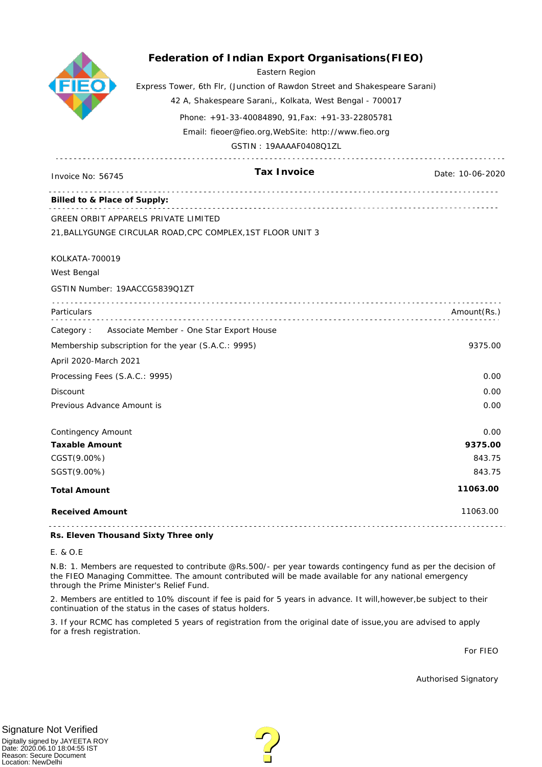# Federation of Indian Export Organisations(FIEO)

Eastern Region

Express Tower, 6th Flr, (Junction of Rawdon Street and Shakespeare Sarani)

42 A, Shakespeare Sarani,, Kolkata, West Bengal - 700017

Phone: +91-33-40084890, 91,Fax: +91-33-22805781

Email: fieoer@fieo.org,WebSite: http://www.fieo.org

GSTIN : 19AAAAF0408Q1ZL

---

Invoice No: 56745 **Tax Invoice** Date: 10-06-2020

---

**Billed to & Place of Supply:**

GREEN ORBIT APPARELS PRIVATE LIMITED

21,BALLYGUNGE CIRCULAR ROAD,CPC COMPLEX,1ST FLOOR UNIT 3

KOLKATA-700019

West Bengal

GSTIN Number: 19AACCG5839Q1ZT

| Particulars | Amount(Rs.) |
|---|---|
| Category : Associate Member - One Star Export House | |
| Membership subscription for the year (S.A.C.: 9995) | 9375.00 |
| April 2020-March 2021 | |
| Processing Fees (S.A.C.: 9995) | 0.00 |
| Discount | 0.00 |
| Previous Advance Amount is | 0.00 |
| Contingency Amount | 0.00 |
| **Taxable Amount** | **9375.00** |
| CGST(9.00%) | 843.75 |
| SGST(9.00%) | 843.75 |
| **Total Amount** | **11063.00** |
| **Received Amount** | 11063.00 |

**Rs. Eleven Thousand Sixty Three only**

E. & O.E

N.B: 1. Members are requested to contribute @Rs.500/- per year towards contingency fund as per the decision of the FIEO Managing Committee. The amount contributed will be made available for any national emergency through the Prime Minister's Relief Fund.

2. Members are entitled to 10% discount if fee is paid for 5 years in advance. It will,however,be subject to their continuation of the status in the cases of status holders.

3. If your RCMC has completed 5 years of registration from the original date of issue,you are advised to apply for a fresh registration.

For FIEO

Authorised Signatory

Signature Not Verified

Digitally signed by JAYEETA ROY
Date: 2020.06.10 18:04:55 IST
Reason: Secure Document
Location: NewDelhi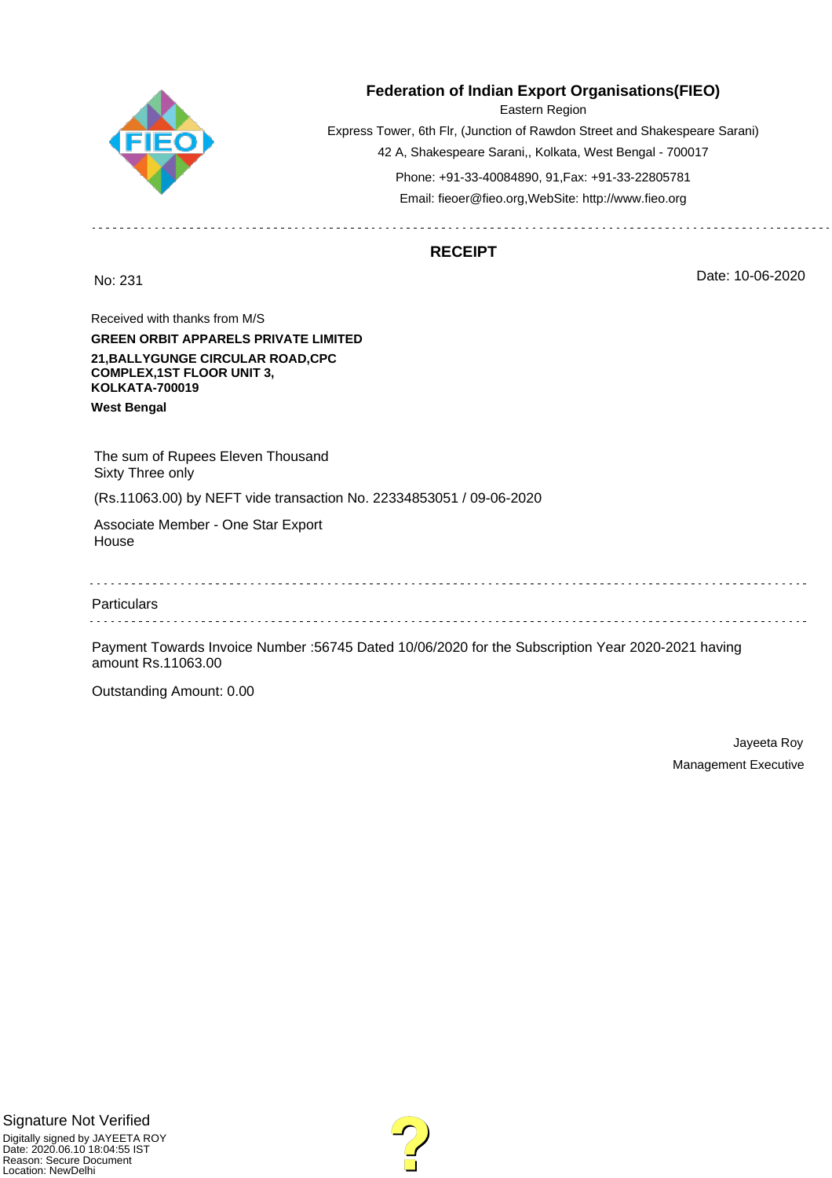**Federation of Indian Export Organisations(FIEO)**

Eastern Region

Express Tower, 6th Flr, (Junction of Rawdon Street and Shakespeare Sarani)

42 A, Shakespeare Sarani,, Kolkata, West Bengal - 700017

Phone: +91-33-40084890, 91,Fax: +91-33-22805781

Email: fieoer@fieo.org,WebSite: http://www.fieo.org

---

## RECEIPT

No: 231

Date: 10-06-2020

Received with thanks from M/S

**GREEN ORBIT APPARELS PRIVATE LIMITED**

**21,BALLYGUNGE CIRCULAR ROAD,CPC COMPLEX,1ST FLOOR UNIT 3, KOLKATA-700019**

**West Bengal**

The sum of Rupees Eleven Thousand Sixty Three only

(Rs.11063.00) by NEFT vide transaction No. 22334853051 / 09-06-2020

Associate Member - One Star Export House

---

Particulars

---

Payment Towards Invoice Number :56745 Dated 10/06/2020 for the Subscription Year 2020-2021 having amount Rs.11063.00

Outstanding Amount: 0.00

Jayeeta Roy

Management Executive

Signature Not Verified

Digitally signed by JAYEETA ROY
Date: 2020.06.10 18:04:55 IST
Reason: Secure Document
Location: NewDelhi